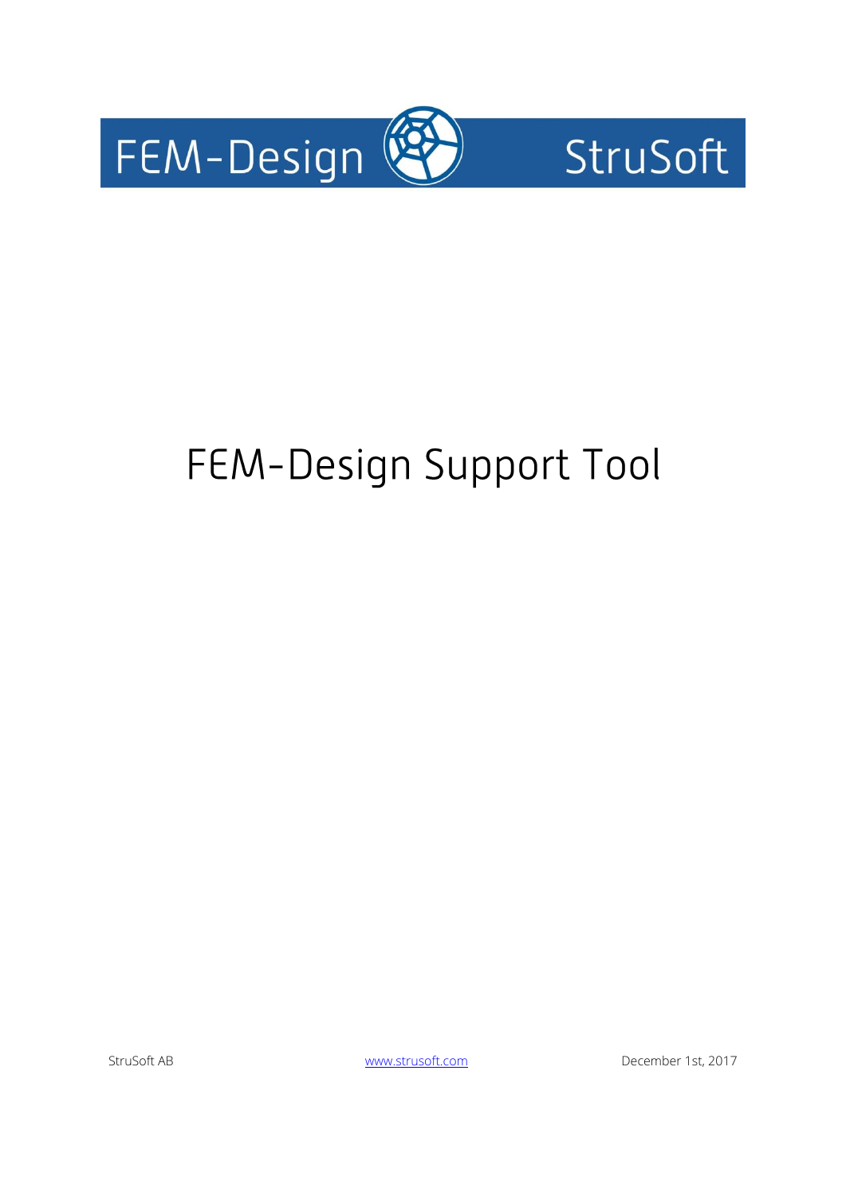FEM-Design StruSoft

# FEM-Design Support Tool

StruSoft AB

www.strusoft.com

December 1st, 2017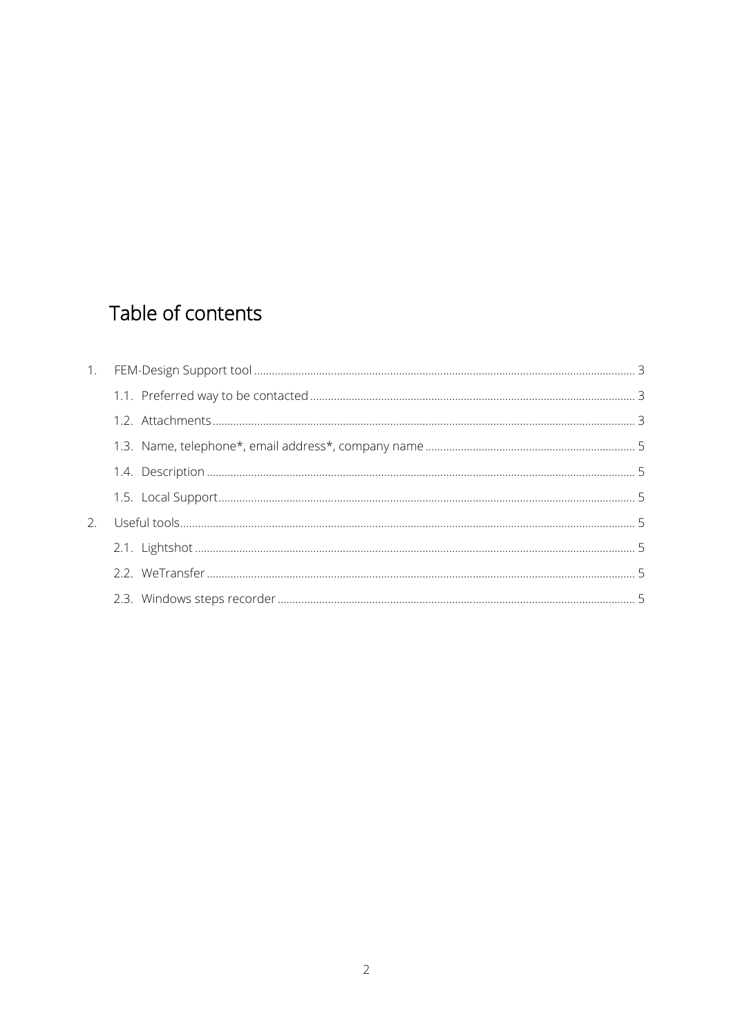# Table of contents

1. FEM-Design Support tool ........ 3
   - 1.1. Preferred way to be contacted ........ 3
   - 1.2. Attachments ........ 3
   - 1.3. Name, telephone*, email address*, company name ........ 5
   - 1.4. Description ........ 5
   - 1.5. Local Support ........ 5
2. Useful tools ........ 5
   - 2.1. Lightshot ........ 5
   - 2.2. WeTransfer ........ 5
   - 2.3. Windows steps recorder ........ 5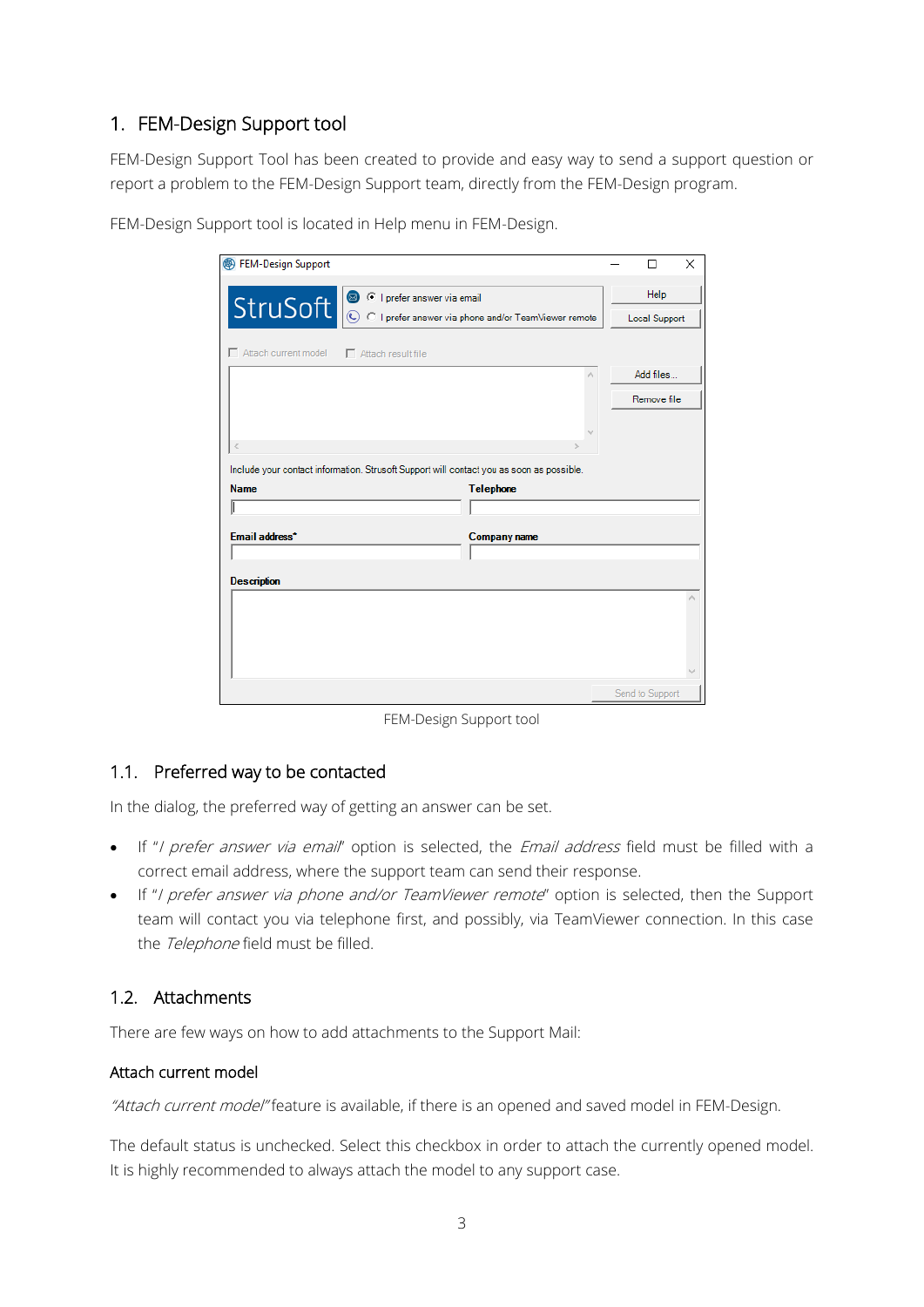# 1. FEM-Design Support tool

FEM-Design Support Tool has been created to provide and easy way to send a support question or report a problem to the FEM-Design Support team, directly from the FEM-Design program.

FEM-Design Support tool is located in Help menu in FEM-Design.

FEM-Design Support tool

## 1.1. Preferred way to be contacted

In the dialog, the preferred way of getting an answer can be set.

- If "*I prefer answer via email*" option is selected, the *Email address* field must be filled with a correct email address, where the support team can send their response.
- If "*I prefer answer via phone and/or TeamViewer remote*" option is selected, then the Support team will contact you via telephone first, and possibly, via TeamViewer connection. In this case the *Telephone* field must be filled.

## 1.2. Attachments

There are few ways on how to add attachments to the Support Mail:

### Attach current model

*"Attach current model"* feature is available, if there is an opened and saved model in FEM-Design.

The default status is unchecked. Select this checkbox in order to attach the currently opened model. It is highly recommended to always attach the model to any support case.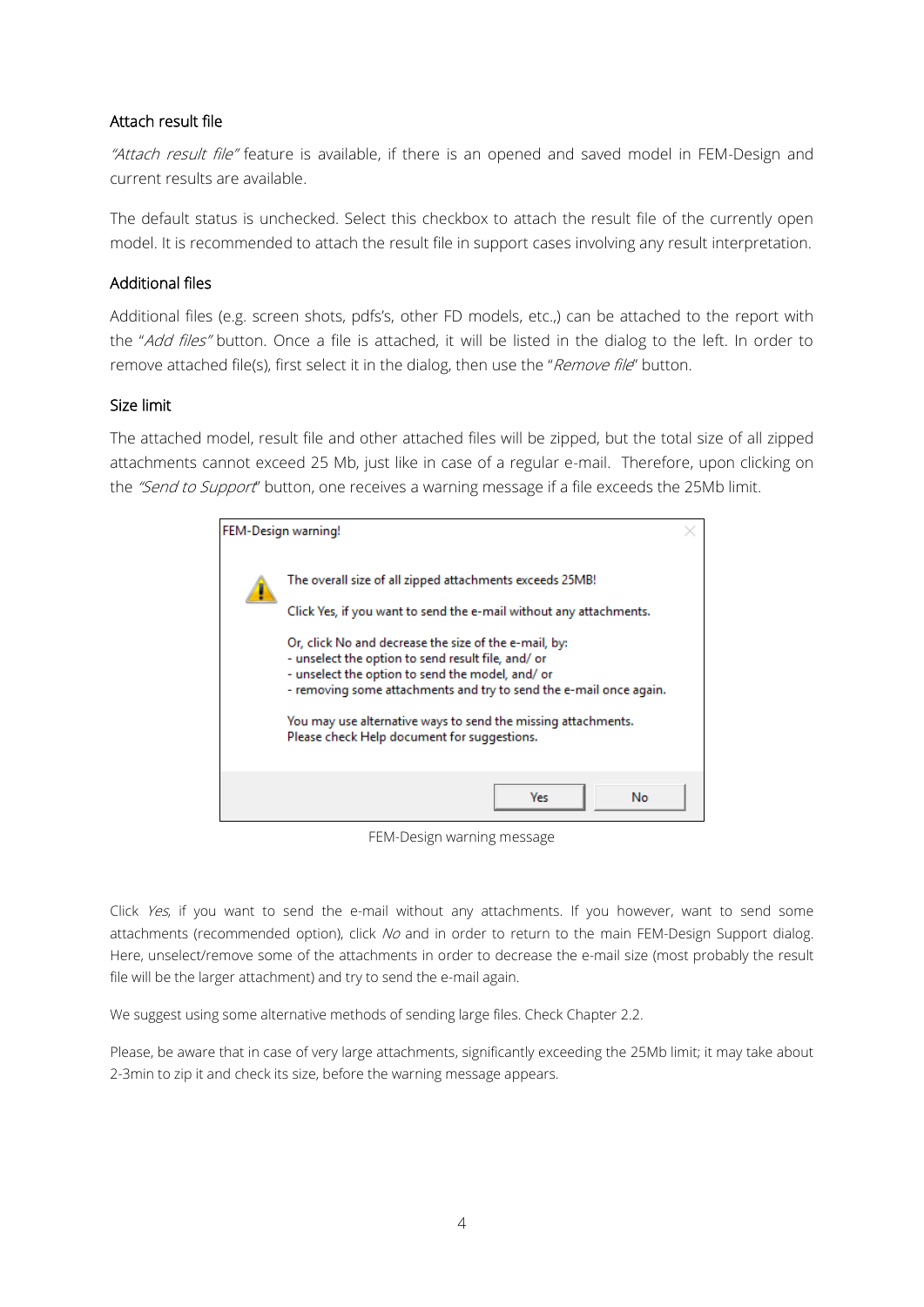### Attach result file

*"Attach result file"* feature is available, if there is an opened and saved model in FEM-Design and current results are available.

The default status is unchecked. Select this checkbox to attach the result file of the currently open model. It is recommended to attach the result file in support cases involving any result interpretation.

### Additional files

Additional files (e.g. screen shots, pdfs's, other FD models, etc.,) can be attached to the report with the "*Add files"* button. Once a file is attached, it will be listed in the dialog to the left. In order to remove attached file(s), first select it in the dialog, then use the "*Remove file*" button.

### Size limit

The attached model, result file and other attached files will be zipped, but the total size of all zipped attachments cannot exceed 25 Mb, just like in case of a regular e-mail. Therefore, upon clicking on the *"Send to Support*" button, one receives a warning message if a file exceeds the 25Mb limit.

> **FEM-Design warning!**
>
> The overall size of all zipped attachments exceeds 25MB!
>
> Click Yes, if you want to send the e-mail without any attachments.
>
> Or, click No and decrease the size of the e-mail, by:
> - unselect the option to send result file, and/ or
> - unselect the option to send the model, and/ or
> - removing some attachments and try to send the e-mail once again.
>
> You may use alternative ways to send the missing attachments.
> Please check Help document for suggestions.
>
> Yes | No

FEM-Design warning message

Click *Yes*, if you want to send the e-mail without any attachments. If you however, want to send some attachments (recommended option), click *No* and in order to return to the main FEM-Design Support dialog. Here, unselect/remove some of the attachments in order to decrease the e-mail size (most probably the result file will be the larger attachment) and try to send the e-mail again.

We suggest using some alternative methods of sending large files. Check Chapter 2.2.

Please, be aware that in case of very large attachments, significantly exceeding the 25Mb limit; it may take about 2-3min to zip it and check its size, before the warning message appears.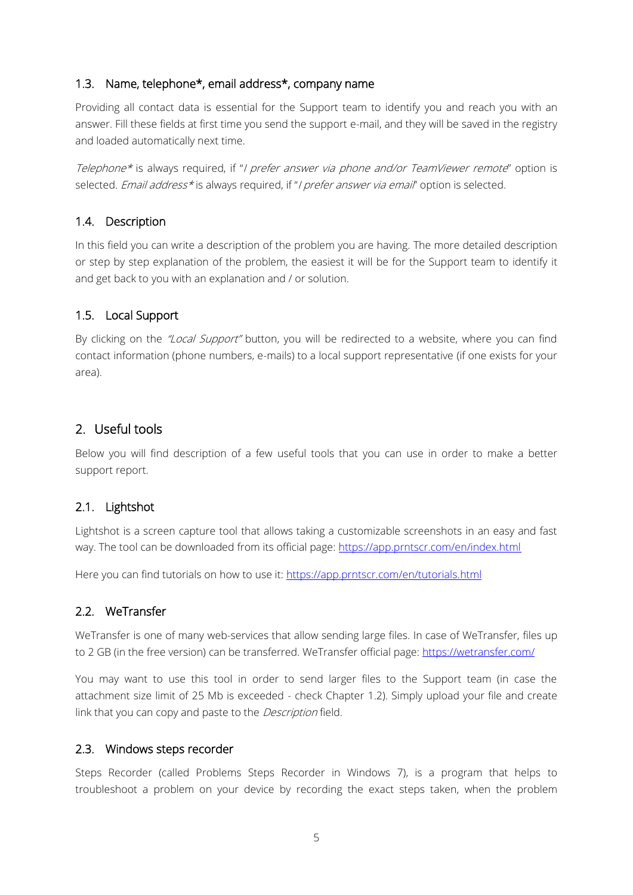### 1.3. Name, telephone*, email address*, company name

Providing all contact data is essential for the Support team to identify you and reach you with an answer. Fill these fields at first time you send the support e-mail, and they will be saved in the registry and loaded automatically next time.

*Telephone** is always required, if "*I prefer answer via phone and/or TeamViewer remote*" option is selected. *Email address** is always required, if "*I prefer answer via email*" option is selected.

### 1.4. Description

In this field you can write a description of the problem you are having. The more detailed description or step by step explanation of the problem, the easiest it will be for the Support team to identify it and get back to you with an explanation and / or solution.

### 1.5. Local Support

By clicking on the *"Local Support"* button, you will be redirected to a website, where you can find contact information (phone numbers, e-mails) to a local support representative (if one exists for your area).

## 2. Useful tools

Below you will find description of a few useful tools that you can use in order to make a better support report.

### 2.1. Lightshot

Lightshot is a screen capture tool that allows taking a customizable screenshots in an easy and fast way. The tool can be downloaded from its official page: [https://app.prntscr.com/en/index.html](https://app.prntscr.com/en/index.html)

Here you can find tutorials on how to use it: [https://app.prntscr.com/en/tutorials.html](https://app.prntscr.com/en/tutorials.html)

### 2.2. WeTransfer

WeTransfer is one of many web-services that allow sending large files. In case of WeTransfer, files up to 2 GB (in the free version) can be transferred. WeTransfer official page: [https://wetransfer.com/](https://wetransfer.com/)

You may want to use this tool in order to send larger files to the Support team (in case the attachment size limit of 25 Mb is exceeded - check Chapter 1.2). Simply upload your file and create link that you can copy and paste to the *Description* field.

### 2.3. Windows steps recorder

Steps Recorder (called Problems Steps Recorder in Windows 7), is a program that helps to troubleshoot a problem on your device by recording the exact steps taken, when the problem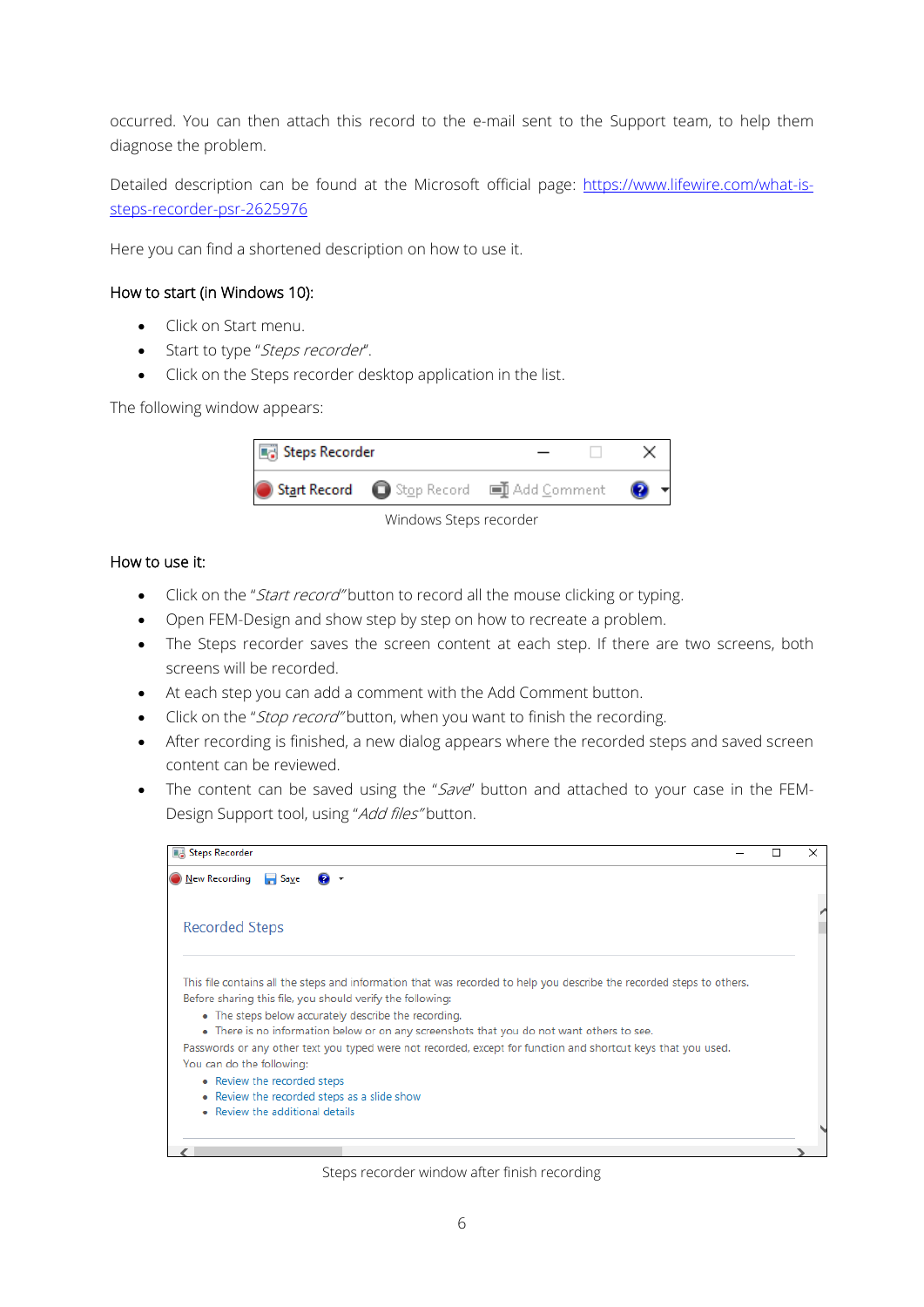occurred. You can then attach this record to the e-mail sent to the Support team, to help them diagnose the problem.

Detailed description can be found at the Microsoft official page: [https://www.lifewire.com/what-is-steps-recorder-psr-2625976](https://www.lifewire.com/what-is-steps-recorder-psr-2625976)

Here you can find a shortened description on how to use it.

### How to start (in Windows 10):

- Click on Start menu.
- Start to type "*Steps recorder*".
- Click on the Steps recorder desktop application in the list.

The following window appears:

Windows Steps recorder

### How to use it:

- Click on the "*Start record*" button to record all the mouse clicking or typing.
- Open FEM-Design and show step by step on how to recreate a problem.
- The Steps recorder saves the screen content at each step. If there are two screens, both screens will be recorded.
- At each step you can add a comment with the Add Comment button.
- Click on the "*Stop record*" button, when you want to finish the recording.
- After recording is finished, a new dialog appears where the recorded steps and saved screen content can be reviewed.
- The content can be saved using the "*Save*" button and attached to your case in the FEM-Design Support tool, using "*Add files*" button.

Steps recorder window after finish recording